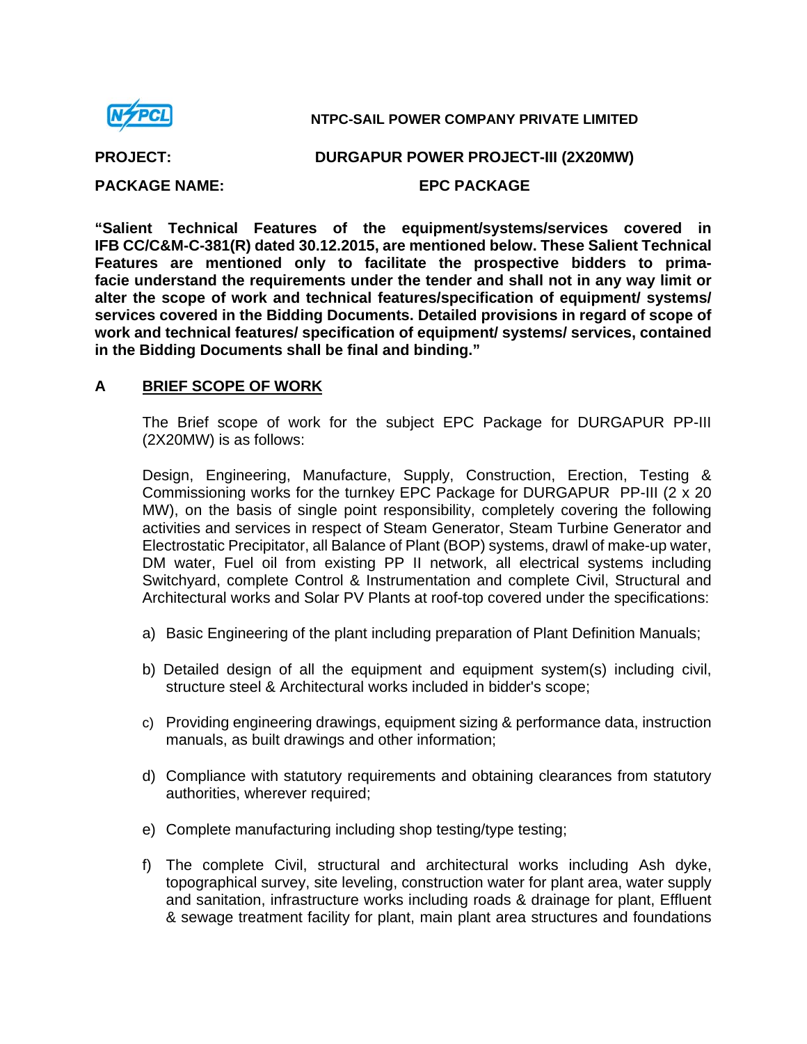**NTPC-SAIL POWER COMPANY PRIVATE LIMITED**

**PROJECT:** **DURGAPUR POWER PROJECT-III (2X20MW)**

**PACKAGE NAME:** **EPC PACKAGE**

**"Salient Technical Features of the equipment/systems/services covered in IFB CC/C&M-C-381(R) dated 30.12.2015, are mentioned below. These Salient Technical Features are mentioned only to facilitate the prospective bidders to prima-facie understand the requirements under the tender and shall not in any way limit or alter the scope of work and technical features/specification of equipment/ systems/ services covered in the Bidding Documents. Detailed provisions in regard of scope of work and technical features/ specification of equipment/ systems/ services, contained in the Bidding Documents shall be final and binding."**

## A BRIEF SCOPE OF WORK

The Brief scope of work for the subject EPC Package for DURGAPUR PP-III (2X20MW) is as follows:

Design, Engineering, Manufacture, Supply, Construction, Erection, Testing & Commissioning works for the turnkey EPC Package for DURGAPUR PP-III (2 x 20 MW), on the basis of single point responsibility, completely covering the following activities and services in respect of Steam Generator, Steam Turbine Generator and Electrostatic Precipitator, all Balance of Plant (BOP) systems, drawl of make-up water, DM water, Fuel oil from existing PP II network, all electrical systems including Switchyard, complete Control & Instrumentation and complete Civil, Structural and Architectural works and Solar PV Plants at roof-top covered under the specifications:

a) Basic Engineering of the plant including preparation of Plant Definition Manuals;

b) Detailed design of all the equipment and equipment system(s) including civil, structure steel & Architectural works included in bidder's scope;

c) Providing engineering drawings, equipment sizing & performance data, instruction manuals, as built drawings and other information;

d) Compliance with statutory requirements and obtaining clearances from statutory authorities, wherever required;

e) Complete manufacturing including shop testing/type testing;

f) The complete Civil, structural and architectural works including Ash dyke, topographical survey, site leveling, construction water for plant area, water supply and sanitation, infrastructure works including roads & drainage for plant, Effluent & sewage treatment facility for plant, main plant area structures and foundations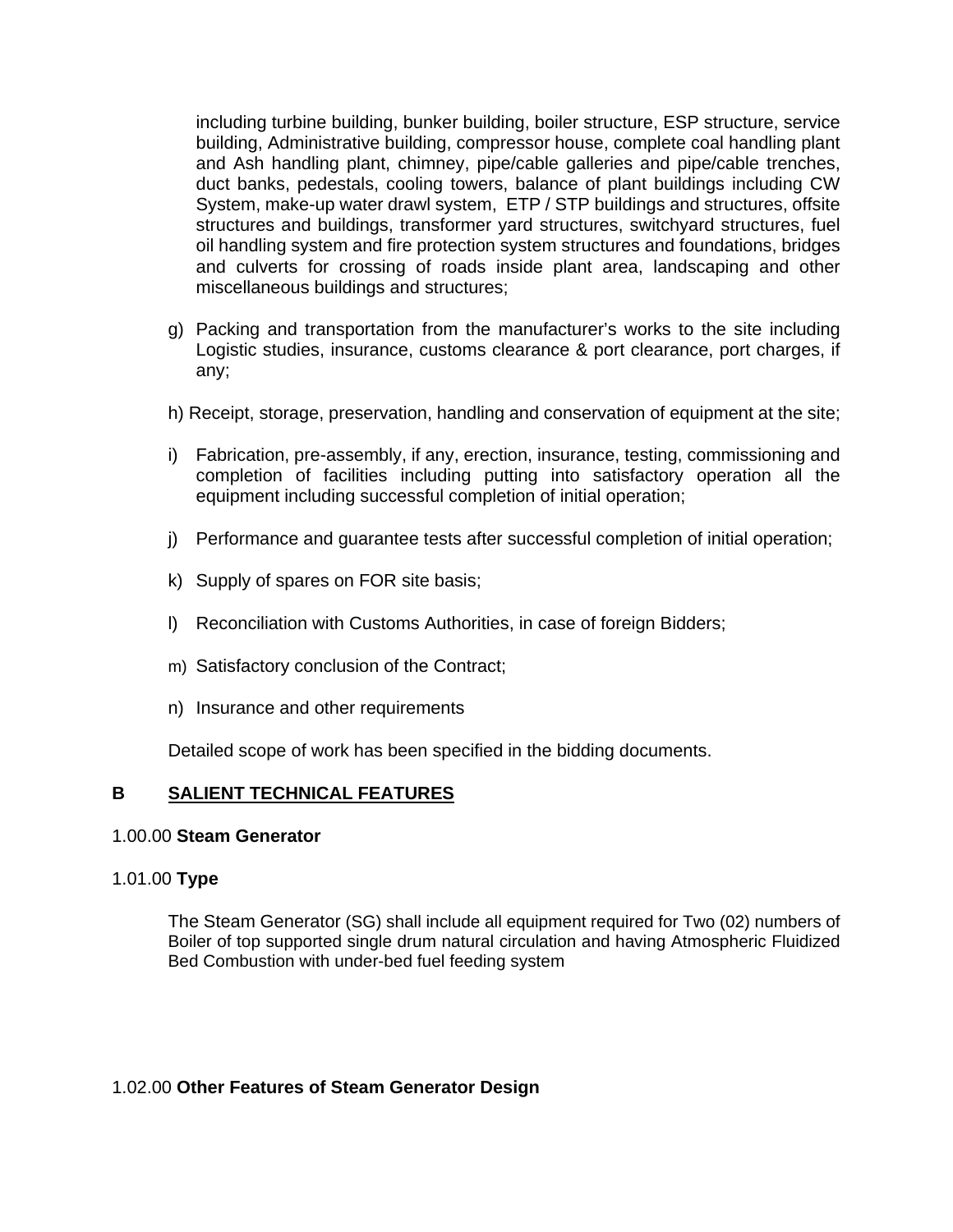including turbine building, bunker building, boiler structure, ESP structure, service building, Administrative building, compressor house, complete coal handling plant and Ash handling plant, chimney, pipe/cable galleries and pipe/cable trenches, duct banks, pedestals, cooling towers, balance of plant buildings including CW System, make-up water drawl system, ETP / STP buildings and structures, offsite structures and buildings, transformer yard structures, switchyard structures, fuel oil handling system and fire protection system structures and foundations, bridges and culverts for crossing of roads inside plant area, landscaping and other miscellaneous buildings and structures;

g) Packing and transportation from the manufacturer's works to the site including Logistic studies, insurance, customs clearance & port clearance, port charges, if any;

h) Receipt, storage, preservation, handling and conservation of equipment at the site;

i) Fabrication, pre-assembly, if any, erection, insurance, testing, commissioning and completion of facilities including putting into satisfactory operation all the equipment including successful completion of initial operation;

j) Performance and guarantee tests after successful completion of initial operation;

k) Supply of spares on FOR site basis;

l) Reconciliation with Customs Authorities, in case of foreign Bidders;

m) Satisfactory conclusion of the Contract;

n) Insurance and other requirements

Detailed scope of work has been specified in the bidding documents.

## B SALIENT TECHNICAL FEATURES

### 1.00.00 Steam Generator

### 1.01.00 Type

The Steam Generator (SG) shall include all equipment required for Two (02) numbers of Boiler of top supported single drum natural circulation and having Atmospheric Fluidized Bed Combustion with under-bed fuel feeding system

### 1.02.00 Other Features of Steam Generator Design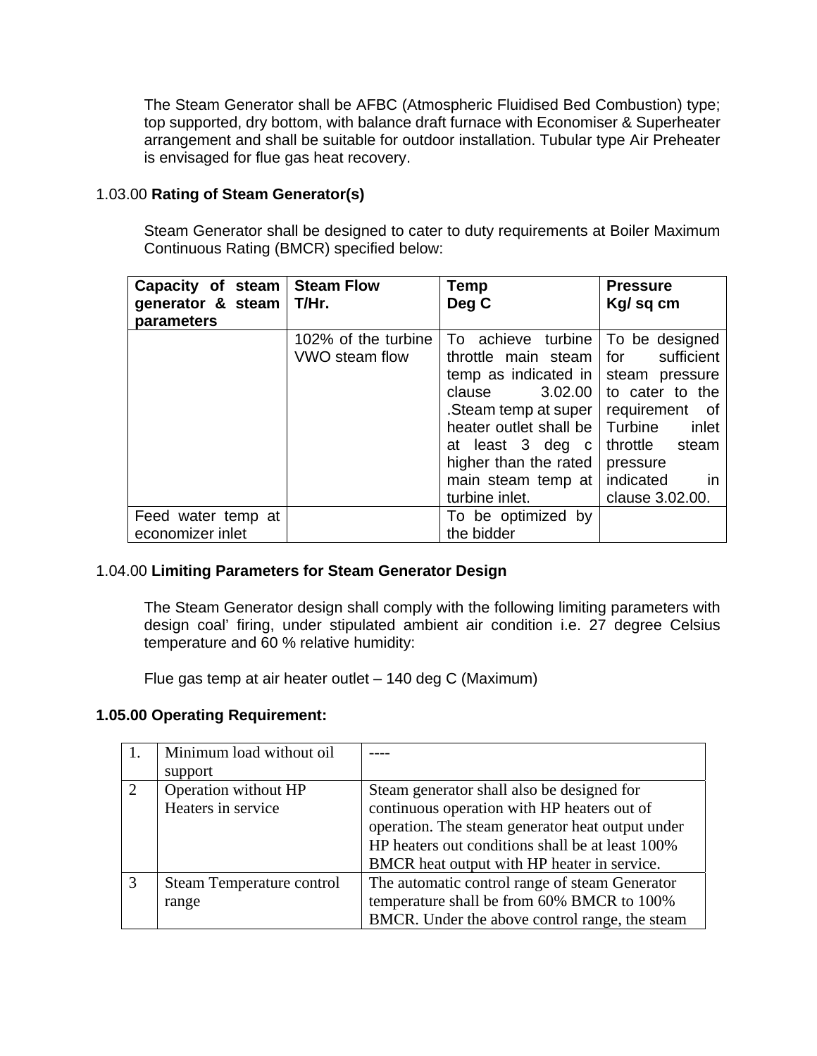The Steam Generator shall be AFBC (Atmospheric Fluidised Bed Combustion) type; top supported, dry bottom, with balance draft furnace with Economiser & Superheater arrangement and shall be suitable for outdoor installation. Tubular type Air Preheater is envisaged for flue gas heat recovery.

1.03.00 **Rating of Steam Generator(s)**

Steam Generator shall be designed to cater to duty requirements at Boiler Maximum Continuous Rating (BMCR) specified below:

| Capacity of steam generator & steam parameters | Steam Flow T/Hr. | Temp Deg C | Pressure Kg/ sq cm |
|---|---|---|---|
| | 102% of the turbine VWO steam flow | To achieve turbine throttle main steam temp as indicated in clause 3.02.00 .Steam temp at super heater outlet shall be at least 3 deg c higher than the rated main steam temp at turbine inlet. | To be designed for sufficient steam pressure to cater to the requirement of Turbine inlet throttle steam pressure indicated in clause 3.02.00. |
| Feed water temp at economizer inlet | | To be optimized by the bidder | |

1.04.00 **Limiting Parameters for Steam Generator Design**

The Steam Generator design shall comply with the following limiting parameters with design coal' firing, under stipulated ambient air condition i.e. 27 degree Celsius temperature and 60 % relative humidity:

Flue gas temp at air heater outlet – 140 deg C (Maximum)

**1.05.00 Operating Requirement:**

| | | |
|---|---|---|
| 1. | Minimum load without oil support | ---- |
| 2 | Operation without HP Heaters in service | Steam generator shall also be designed for continuous operation with HP heaters out of operation. The steam generator heat output under HP heaters out conditions shall be at least 100% BMCR heat output with HP heater in service. |
| 3 | Steam Temperature control range | The automatic control range of steam Generator temperature shall be from 60% BMCR to 100% BMCR. Under the above control range, the steam |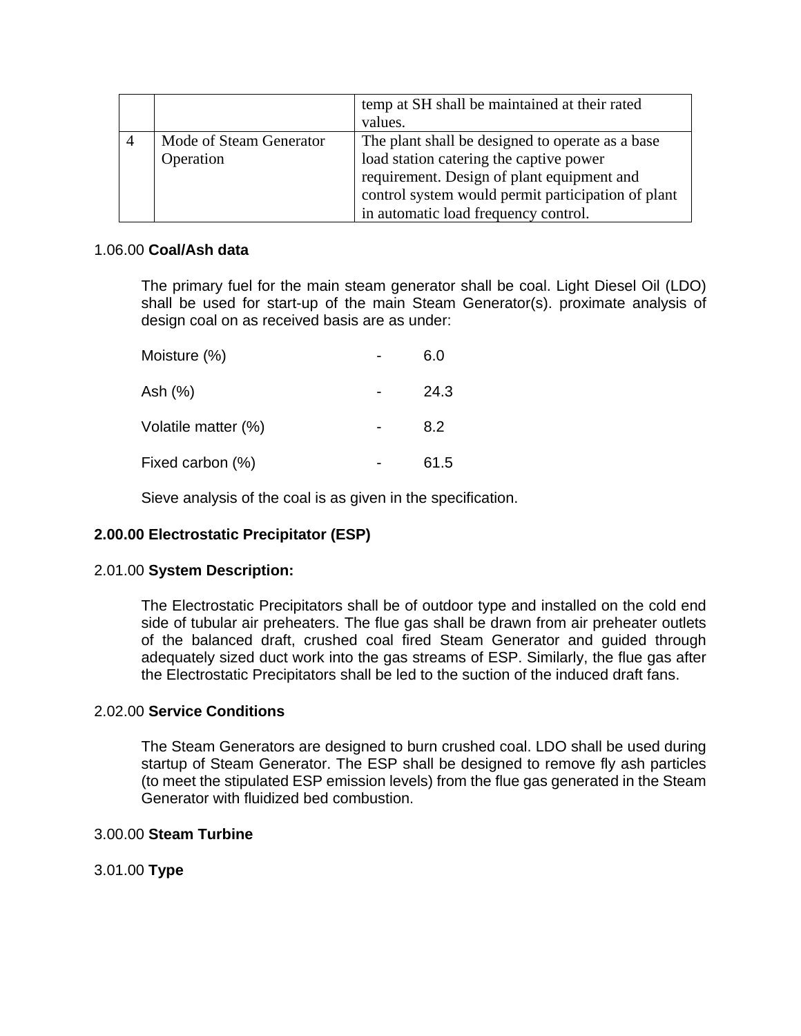|  |  | temp at SH shall be maintained at their rated values. |
|---|---|---|
| 4 | Mode of Steam Generator Operation | The plant shall be designed to operate as a base load station catering the captive power requirement. Design of plant equipment and control system would permit participation of plant in automatic load frequency control. |

1.06.00 **Coal/Ash data**

The primary fuel for the main steam generator shall be coal. Light Diesel Oil (LDO) shall be used for start-up of the main Steam Generator(s). proximate analysis of design coal on as received basis are as under:

Moisture (%) - 6.0

Ash (%) - 24.3

Volatile matter (%) - 8.2

Fixed carbon (%) - 61.5

Sieve analysis of the coal is as given in the specification.

**2.00.00 Electrostatic Precipitator (ESP)**

2.01.00 **System Description:**

The Electrostatic Precipitators shall be of outdoor type and installed on the cold end side of tubular air preheaters. The flue gas shall be drawn from air preheater outlets of the balanced draft, crushed coal fired Steam Generator and guided through adequately sized duct work into the gas streams of ESP. Similarly, the flue gas after the Electrostatic Precipitators shall be led to the suction of the induced draft fans.

2.02.00 **Service Conditions**

The Steam Generators are designed to burn crushed coal. LDO shall be used during startup of Steam Generator. The ESP shall be designed to remove fly ash particles (to meet the stipulated ESP emission levels) from the flue gas generated in the Steam Generator with fluidized bed combustion.

3.00.00 **Steam Turbine**

3.01.00 **Type**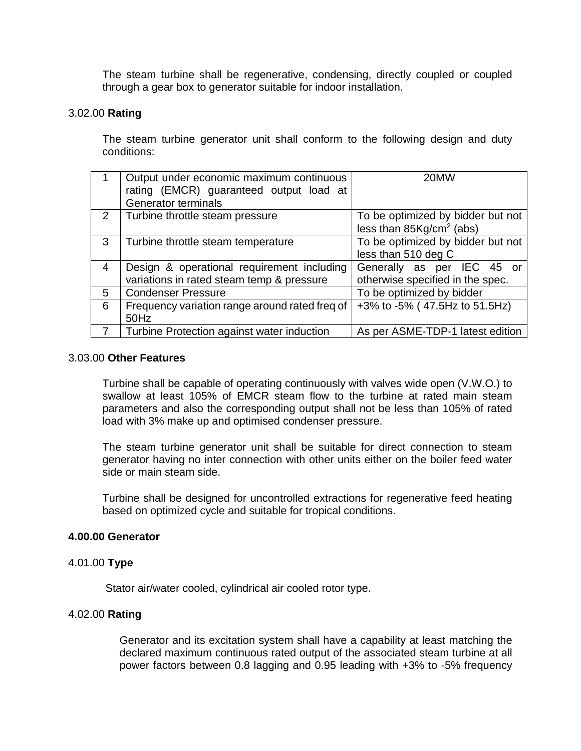The steam turbine shall be regenerative, condensing, directly coupled or coupled through a gear box to generator suitable for indoor installation.

3.02.00 **Rating**

The steam turbine generator unit shall conform to the following design and duty conditions:

| | | |
|---|---|---|
| 1 | Output under economic maximum continuous rating (EMCR) guaranteed output load at Generator terminals | 20MW |
| 2 | Turbine throttle steam pressure | To be optimized by bidder but not less than 85Kg/cm$^2$ (abs) |
| 3 | Turbine throttle steam temperature | To be optimized by bidder but not less than 510 deg C |
| 4 | Design & operational requirement including variations in rated steam temp & pressure | Generally as per IEC 45 or otherwise specified in the spec. |
| 5 | Condenser Pressure | To be optimized by bidder |
| 6 | Frequency variation range around rated freq of 50Hz | +3% to -5% ( 47.5Hz to 51.5Hz) |
| 7 | Turbine Protection against water induction | As per ASME-TDP-1 latest edition |

3.03.00 **Other Features**

Turbine shall be capable of operating continuously with valves wide open (V.W.O.) to swallow at least 105% of EMCR steam flow to the turbine at rated main steam parameters and also the corresponding output shall not be less than 105% of rated load with 3% make up and optimised condenser pressure.

The steam turbine generator unit shall be suitable for direct connection to steam generator having no inter connection with other units either on the boiler feed water side or main steam side.

Turbine shall be designed for uncontrolled extractions for regenerative feed heating based on optimized cycle and suitable for tropical conditions.

## 4.00.00 Generator

4.01.00 **Type**

Stator air/water cooled, cylindrical air cooled rotor type.

4.02.00 **Rating**

Generator and its excitation system shall have a capability at least matching the declared maximum continuous rated output of the associated steam turbine at all power factors between 0.8 lagging and 0.95 leading with +3% to -5% frequency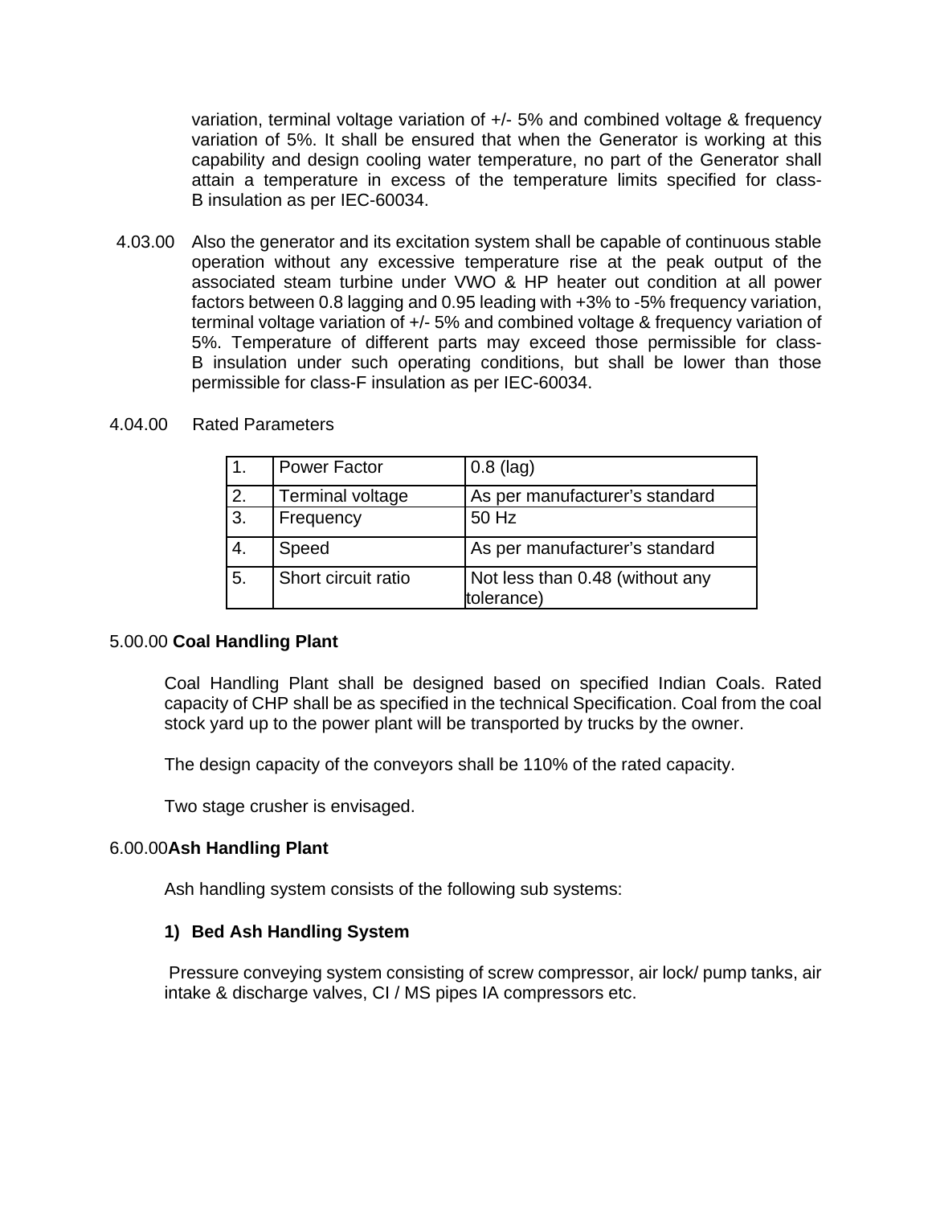variation, terminal voltage variation of +/- 5% and combined voltage & frequency variation of 5%. It shall be ensured that when the Generator is working at this capability and design cooling water temperature, no part of the Generator shall attain a temperature in excess of the temperature limits specified for class-B insulation as per IEC-60034.

4.03.00 Also the generator and its excitation system shall be capable of continuous stable operation without any excessive temperature rise at the peak output of the associated steam turbine under VWO & HP heater out condition at all power factors between 0.8 lagging and 0.95 leading with +3% to -5% frequency variation, terminal voltage variation of +/- 5% and combined voltage & frequency variation of 5%. Temperature of different parts may exceed those permissible for class-B insulation under such operating conditions, but shall be lower than those permissible for class-F insulation as per IEC-60034.

4.04.00 Rated Parameters

| | | |
|---|---|---|
| 1. | Power Factor | 0.8 (lag) |
| 2. | Terminal voltage | As per manufacturer's standard |
| 3. | Frequency | 50 Hz |
| 4. | Speed | As per manufacturer's standard |
| 5. | Short circuit ratio | Not less than 0.48 (without any tolerance) |

5.00.00 **Coal Handling Plant**

Coal Handling Plant shall be designed based on specified Indian Coals. Rated capacity of CHP shall be as specified in the technical Specification. Coal from the coal stock yard up to the power plant will be transported by trucks by the owner.

The design capacity of the conveyors shall be 110% of the rated capacity.

Two stage crusher is envisaged.

6.00.00**Ash Handling Plant**

Ash handling system consists of the following sub systems:

**1) Bed Ash Handling System**

Pressure conveying system consisting of screw compressor, air lock/ pump tanks, air intake & discharge valves, CI / MS pipes IA compressors etc.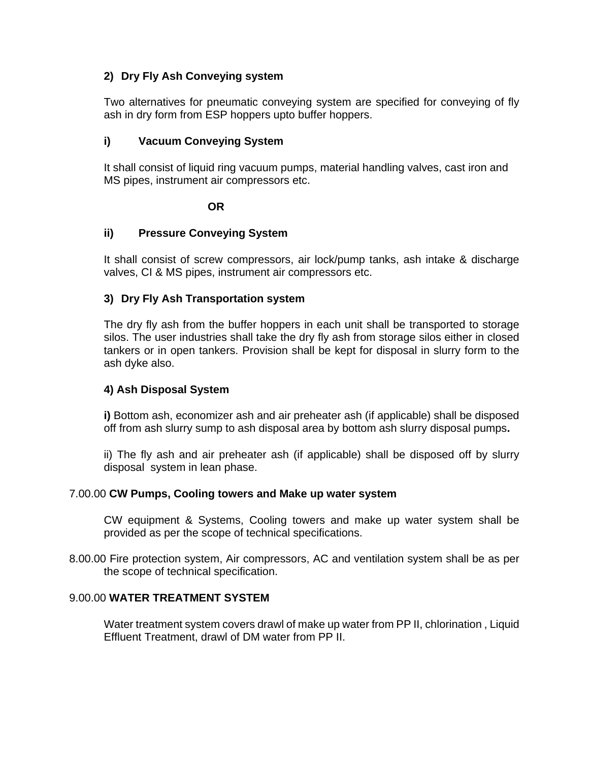**2) Dry Fly Ash Conveying system**

Two alternatives for pneumatic conveying system are specified for conveying of fly ash in dry form from ESP hoppers upto buffer hoppers.

**i) Vacuum Conveying System**

It shall consist of liquid ring vacuum pumps, material handling valves, cast iron and MS pipes, instrument air compressors etc.

**OR**

**ii) Pressure Conveying System**

It shall consist of screw compressors, air lock/pump tanks, ash intake & discharge valves, CI & MS pipes, instrument air compressors etc.

**3) Dry Fly Ash Transportation system**

The dry fly ash from the buffer hoppers in each unit shall be transported to storage silos. The user industries shall take the dry fly ash from storage silos either in closed tankers or in open tankers. Provision shall be kept for disposal in slurry form to the ash dyke also.

**4) Ash Disposal System**

**i)** Bottom ash, economizer ash and air preheater ash (if applicable) shall be disposed off from ash slurry sump to ash disposal area by bottom ash slurry disposal pumps**.**

ii) The fly ash and air preheater ash (if applicable) shall be disposed off by slurry disposal system in lean phase.

7.00.00 **CW Pumps, Cooling towers and Make up water system**

CW equipment & Systems, Cooling towers and make up water system shall be provided as per the scope of technical specifications.

8.00.00 Fire protection system, Air compressors, AC and ventilation system shall be as per the scope of technical specification.

9.00.00 **WATER TREATMENT SYSTEM**

Water treatment system covers drawl of make up water from PP II, chlorination , Liquid Effluent Treatment, drawl of DM water from PP II.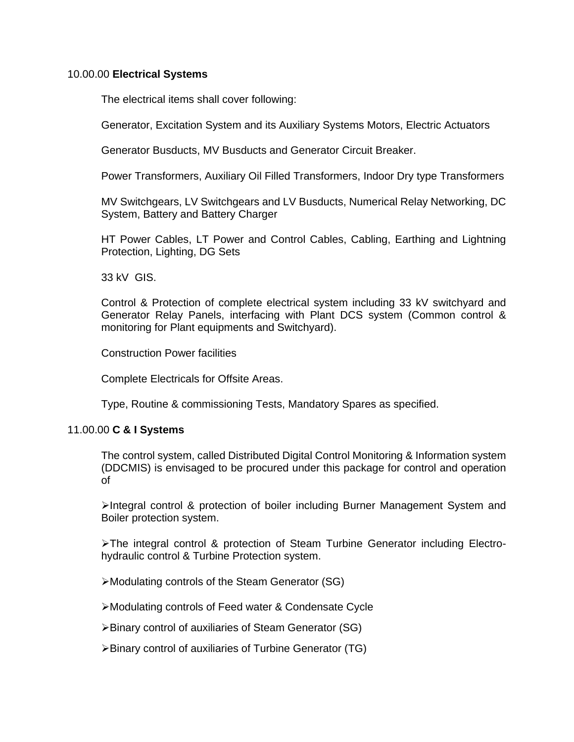## 10.00.00 **Electrical Systems**

The electrical items shall cover following:

Generator, Excitation System and its Auxiliary Systems Motors, Electric Actuators

Generator Busducts, MV Busducts and Generator Circuit Breaker.

Power Transformers, Auxiliary Oil Filled Transformers, Indoor Dry type Transformers

MV Switchgears, LV Switchgears and LV Busducts, Numerical Relay Networking, DC System, Battery and Battery Charger

HT Power Cables, LT Power and Control Cables, Cabling, Earthing and Lightning Protection, Lighting, DG Sets

33 kV GIS.

Control & Protection of complete electrical system including 33 kV switchyard and Generator Relay Panels, interfacing with Plant DCS system (Common control & monitoring for Plant equipments and Switchyard).

Construction Power facilities

Complete Electricals for Offsite Areas.

Type, Routine & commissioning Tests, Mandatory Spares as specified.

## 11.00.00 **C & I Systems**

The control system, called Distributed Digital Control Monitoring & Information system (DDCMIS) is envisaged to be procured under this package for control and operation of

- Integral control & protection of boiler including Burner Management System and Boiler protection system.
- The integral control & protection of Steam Turbine Generator including Electro-hydraulic control & Turbine Protection system.
- Modulating controls of the Steam Generator (SG)
- Modulating controls of Feed water & Condensate Cycle
- Binary control of auxiliaries of Steam Generator (SG)
- Binary control of auxiliaries of Turbine Generator (TG)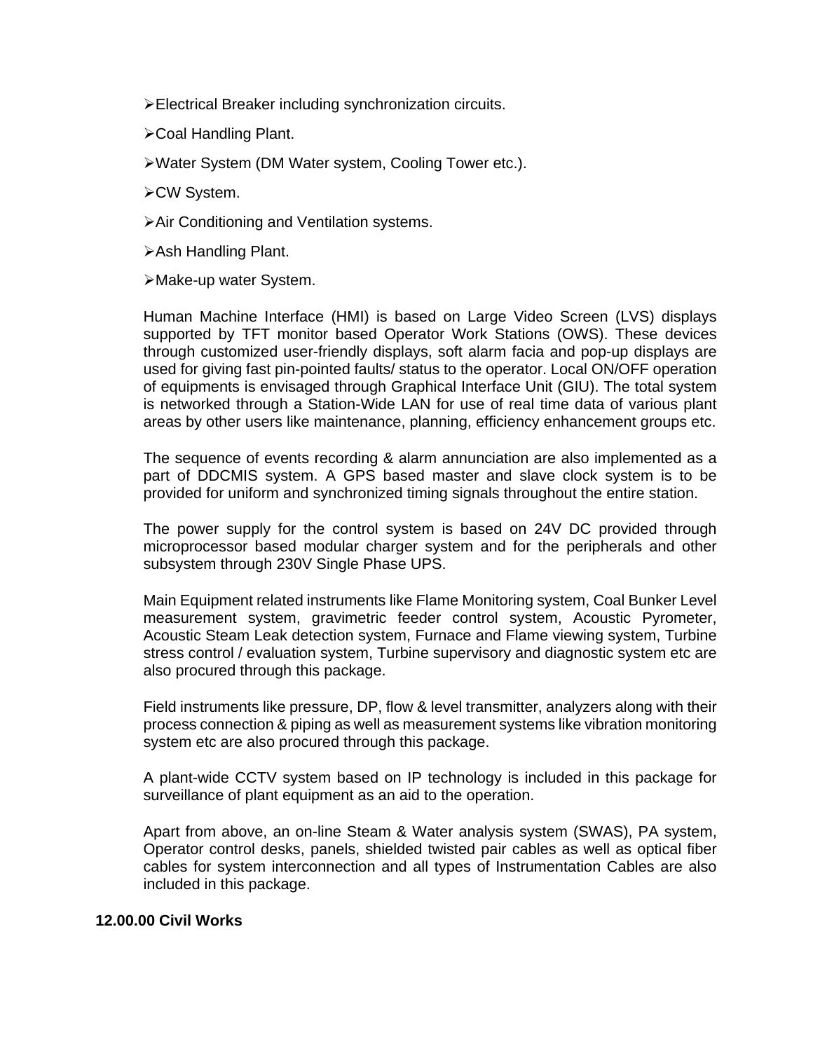- ➢Electrical Breaker including synchronization circuits.
- ➢Coal Handling Plant.
- ➢Water System (DM Water system, Cooling Tower etc.).
- ➢CW System.
- ➢Air Conditioning and Ventilation systems.
- ➢Ash Handling Plant.
- ➢Make-up water System.

Human Machine Interface (HMI) is based on Large Video Screen (LVS) displays supported by TFT monitor based Operator Work Stations (OWS). These devices through customized user-friendly displays, soft alarm facia and pop-up displays are used for giving fast pin-pointed faults/ status to the operator. Local ON/OFF operation of equipments is envisaged through Graphical Interface Unit (GIU). The total system is networked through a Station-Wide LAN for use of real time data of various plant areas by other users like maintenance, planning, efficiency enhancement groups etc.

The sequence of events recording & alarm annunciation are also implemented as a part of DDCMIS system. A GPS based master and slave clock system is to be provided for uniform and synchronized timing signals throughout the entire station.

The power supply for the control system is based on 24V DC provided through microprocessor based modular charger system and for the peripherals and other subsystem through 230V Single Phase UPS.

Main Equipment related instruments like Flame Monitoring system, Coal Bunker Level measurement system, gravimetric feeder control system, Acoustic Pyrometer, Acoustic Steam Leak detection system, Furnace and Flame viewing system, Turbine stress control / evaluation system, Turbine supervisory and diagnostic system etc are also procured through this package.

Field instruments like pressure, DP, flow & level transmitter, analyzers along with their process connection & piping as well as measurement systems like vibration monitoring system etc are also procured through this package.

A plant-wide CCTV system based on IP technology is included in this package for surveillance of plant equipment as an aid to the operation.

Apart from above, an on-line Steam & Water analysis system (SWAS), PA system, Operator control desks, panels, shielded twisted pair cables as well as optical fiber cables for system interconnection and all types of Instrumentation Cables are also included in this package.

## 12.00.00 Civil Works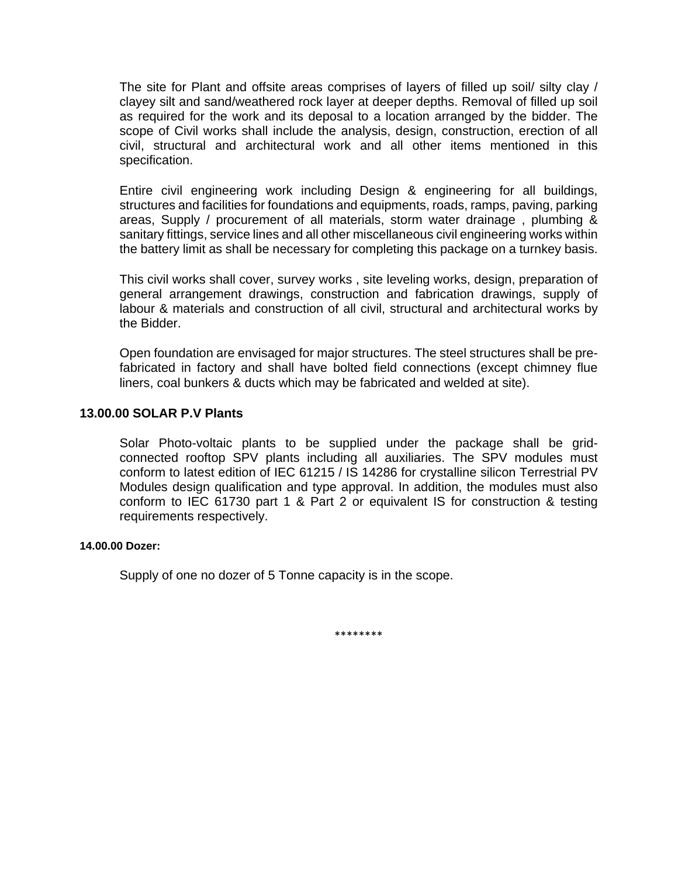The site for Plant and offsite areas comprises of layers of filled up soil/ silty clay / clayey silt and sand/weathered rock layer at deeper depths. Removal of filled up soil as required for the work and its deposal to a location arranged by the bidder. The scope of Civil works shall include the analysis, design, construction, erection of all civil, structural and architectural work and all other items mentioned in this specification.

Entire civil engineering work including Design & engineering for all buildings, structures and facilities for foundations and equipments, roads, ramps, paving, parking areas, Supply / procurement of all materials, storm water drainage , plumbing & sanitary fittings, service lines and all other miscellaneous civil engineering works within the battery limit as shall be necessary for completing this package on a turnkey basis.

This civil works shall cover, survey works , site leveling works, design, preparation of general arrangement drawings, construction and fabrication drawings, supply of labour & materials and construction of all civil, structural and architectural works by the Bidder.

Open foundation are envisaged for major structures. The steel structures shall be pre-fabricated in factory and shall have bolted field connections (except chimney flue liners, coal bunkers & ducts which may be fabricated and welded at site).

### 13.00.00 SOLAR P.V Plants

Solar Photo-voltaic plants to be supplied under the package shall be grid-connected rooftop SPV plants including all auxiliaries. The SPV modules must conform to latest edition of IEC 61215 / IS 14286 for crystalline silicon Terrestrial PV Modules design qualification and type approval. In addition, the modules must also conform to IEC 61730 part 1 & Part 2 or equivalent IS for construction & testing requirements respectively.

#### 14.00.00 Dozer:

Supply of one no dozer of 5 Tonne capacity is in the scope.

********